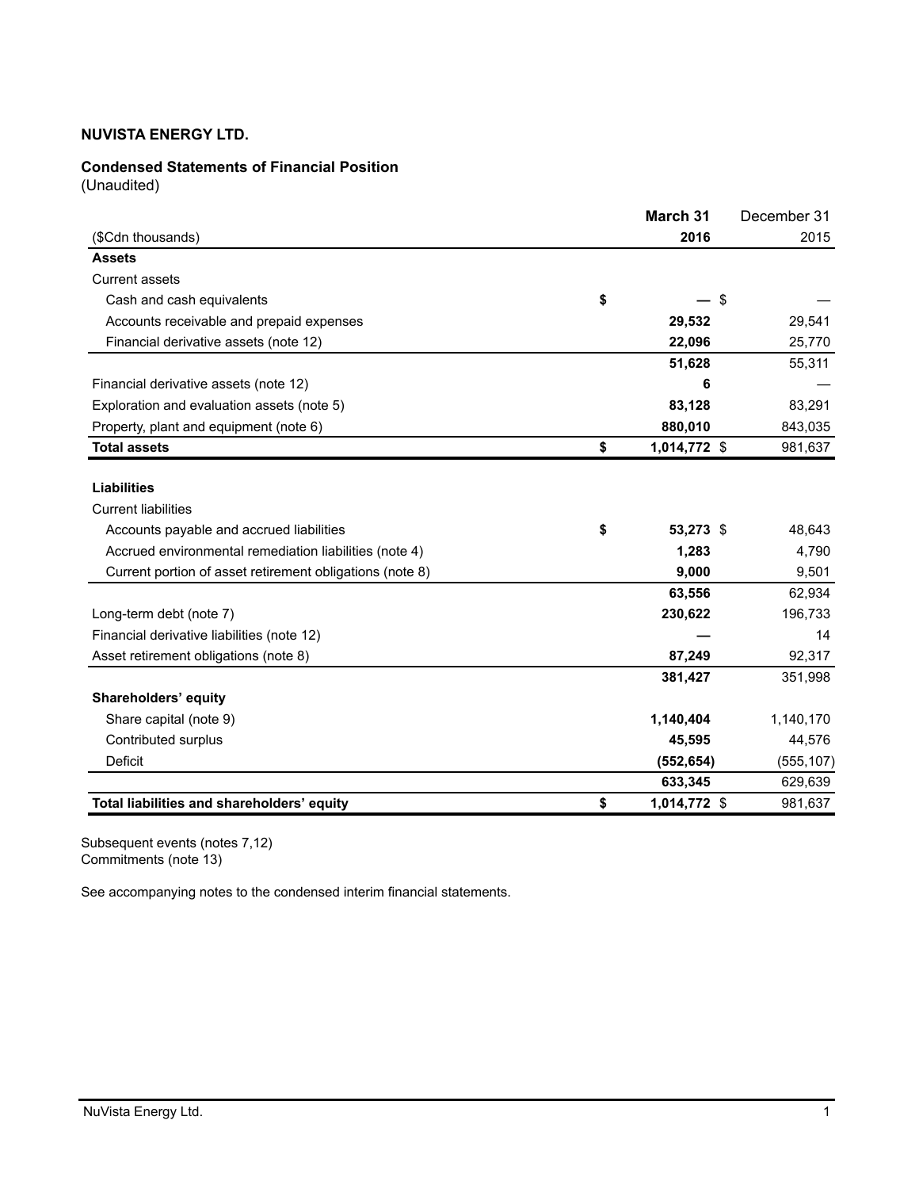**NUVISTA ENERGY LTD.**

**Condensed Statements of Financial Position**
(Unaudited)

| ($Cdn thousands) | **March 31 2016** | December 31 2015 |
|---|---|---|
| **Assets** | | |
| Current assets | | |
| Cash and cash equivalents | **$ —** | $ — |
| Accounts receivable and prepaid expenses | **29,532** | 29,541 |
| Financial derivative assets (note 12) | **22,096** | 25,770 |
| | **51,628** | 55,311 |
| Financial derivative assets (note 12) | **6** | — |
| Exploration and evaluation assets (note 5) | **83,128** | 83,291 |
| Property, plant and equipment (note 6) | **880,010** | 843,035 |
| **Total assets** | **$ 1,014,772** | $ 981,637 |
| **Liabilities** | | |
| Current liabilities | | |
| Accounts payable and accrued liabilities | **$ 53,273** | $ 48,643 |
| Accrued environmental remediation liabilities (note 4) | **1,283** | 4,790 |
| Current portion of asset retirement obligations (note 8) | **9,000** | 9,501 |
| | **63,556** | 62,934 |
| Long-term debt (note 7) | **230,622** | 196,733 |
| Financial derivative liabilities (note 12) | **—** | 14 |
| Asset retirement obligations (note 8) | **87,249** | 92,317 |
| | **381,427** | 351,998 |
| **Shareholders' equity** | | |
| Share capital (note 9) | **1,140,404** | 1,140,170 |
| Contributed surplus | **45,595** | 44,576 |
| Deficit | **(552,654)** | (555,107) |
| | **633,345** | 629,639 |
| **Total liabilities and shareholders' equity** | **$ 1,014,772** | $ 981,637 |

Subsequent events (notes 7,12)
Commitments (note 13)

See accompanying notes to the condensed interim financial statements.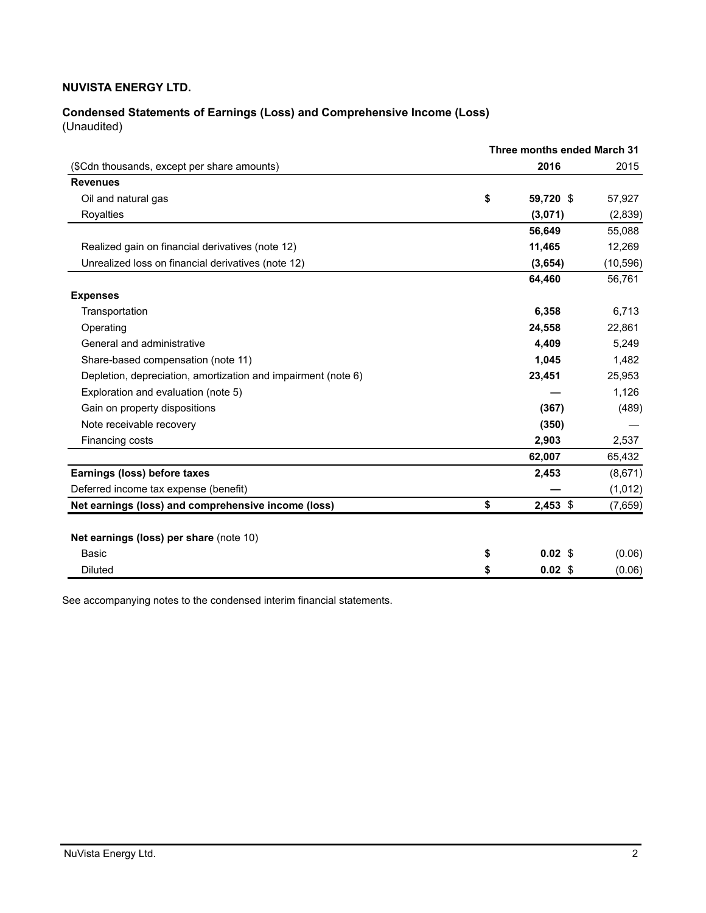**NUVISTA ENERGY LTD.**

**Condensed Statements of Earnings (Loss) and Comprehensive Income (Loss)**
(Unaudited)

| | Three months ended March 31 | |
|---|---|---|
| ($Cdn thousands, except per share amounts) | **2016** | 2015 |
| **Revenues** | | |
| Oil and natural gas | **$ 59,720** | $ 57,927 |
| Royalties | **(3,071)** | (2,839) |
| | **56,649** | 55,088 |
| Realized gain on financial derivatives (note 12) | **11,465** | 12,269 |
| Unrealized loss on financial derivatives (note 12) | **(3,654)** | (10,596) |
| | **64,460** | 56,761 |
| **Expenses** | | |
| Transportation | **6,358** | 6,713 |
| Operating | **24,558** | 22,861 |
| General and administrative | **4,409** | 5,249 |
| Share-based compensation (note 11) | **1,045** | 1,482 |
| Depletion, depreciation, amortization and impairment (note 6) | **23,451** | 25,953 |
| Exploration and evaluation (note 5) | **—** | 1,126 |
| Gain on property dispositions | **(367)** | (489) |
| Note receivable recovery | **(350)** | — |
| Financing costs | **2,903** | 2,537 |
| | **62,007** | 65,432 |
| **Earnings (loss) before taxes** | **2,453** | (8,671) |
| Deferred income tax expense (benefit) | **—** | (1,012) |
| **Net earnings (loss) and comprehensive income (loss)** | **$ 2,453** | $ (7,659) |
| | | |
| **Net earnings (loss) per share** (note 10) | | |
| Basic | **$ 0.02** | $ (0.06) |
| Diluted | **$ 0.02** | $ (0.06) |

See accompanying notes to the condensed interim financial statements.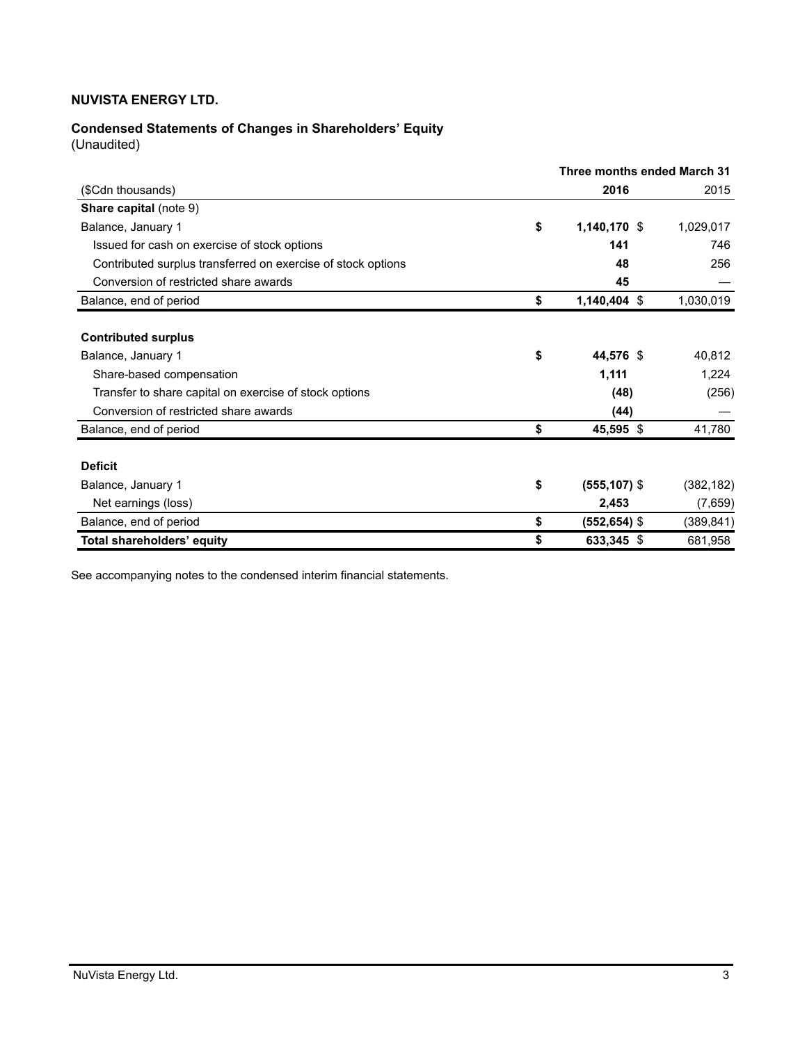**NUVISTA ENERGY LTD.**

**Condensed Statements of Changes in Shareholders' Equity**
(Unaudited)

| | Three months ended March 31 | |
|---|---|---|
| ($Cdn thousands) | **2016** | 2015 |
| **Share capital** (note 9) | | |
| Balance, January 1 | **$ 1,140,170** | $ 1,029,017 |
| Issued for cash on exercise of stock options | **141** | 746 |
| Contributed surplus transferred on exercise of stock options | **48** | 256 |
| Conversion of restricted share awards | **45** | — |
| Balance, end of period | **$ 1,140,404** | $ 1,030,019 |
| | | |
| **Contributed surplus** | | |
| Balance, January 1 | **$ 44,576** | $ 40,812 |
| Share-based compensation | **1,111** | 1,224 |
| Transfer to share capital on exercise of stock options | **(48)** | (256) |
| Conversion of restricted share awards | **(44)** | — |
| Balance, end of period | **$ 45,595** | $ 41,780 |
| | | |
| **Deficit** | | |
| Balance, January 1 | **$ (555,107)** | $ (382,182) |
| Net earnings (loss) | **2,453** | (7,659) |
| Balance, end of period | **$ (552,654)** | $ (389,841) |
| **Total shareholders' equity** | **$ 633,345** | $ 681,958 |

See accompanying notes to the condensed interim financial statements.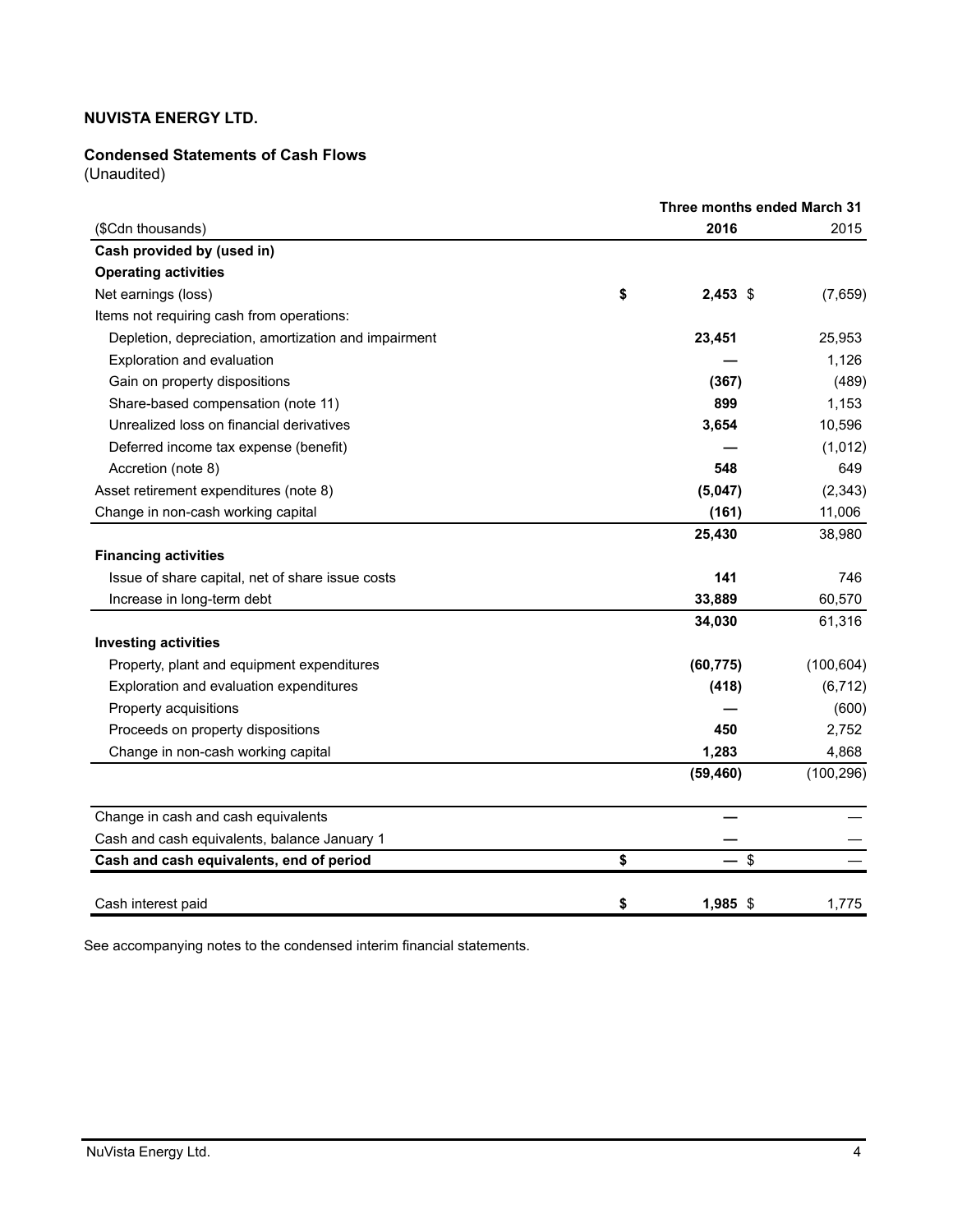**NUVISTA ENERGY LTD.**

**Condensed Statements of Cash Flows**
(Unaudited)

| | Three months ended March 31 | |
|---|---|---|
| ($Cdn thousands) | **2016** | 2015 |
| **Cash provided by (used in)** | | |
| **Operating activities** | | |
| Net earnings (loss) | **$ 2,453** | $ (7,659) |
| Items not requiring cash from operations: | | |
| Depletion, depreciation, amortization and impairment | **23,451** | 25,953 |
| Exploration and evaluation | **—** | 1,126 |
| Gain on property dispositions | **(367)** | (489) |
| Share-based compensation (note 11) | **899** | 1,153 |
| Unrealized loss on financial derivatives | **3,654** | 10,596 |
| Deferred income tax expense (benefit) | **—** | (1,012) |
| Accretion (note 8) | **548** | 649 |
| Asset retirement expenditures (note 8) | **(5,047)** | (2,343) |
| Change in non-cash working capital | **(161)** | 11,006 |
| | **25,430** | 38,980 |
| **Financing activities** | | |
| Issue of share capital, net of share issue costs | **141** | 746 |
| Increase in long-term debt | **33,889** | 60,570 |
| | **34,030** | 61,316 |
| **Investing activities** | | |
| Property, plant and equipment expenditures | **(60,775)** | (100,604) |
| Exploration and evaluation expenditures | **(418)** | (6,712) |
| Property acquisitions | **—** | (600) |
| Proceeds on property dispositions | **450** | 2,752 |
| Change in non-cash working capital | **1,283** | 4,868 |
| | **(59,460)** | (100,296) |
| Change in cash and cash equivalents | **—** | — |
| Cash and cash equivalents, balance January 1 | **—** | — |
| **Cash and cash equivalents, end of period** | **$ —** | $ — |
| Cash interest paid | **$ 1,985** | $ 1,775 |

See accompanying notes to the condensed interim financial statements.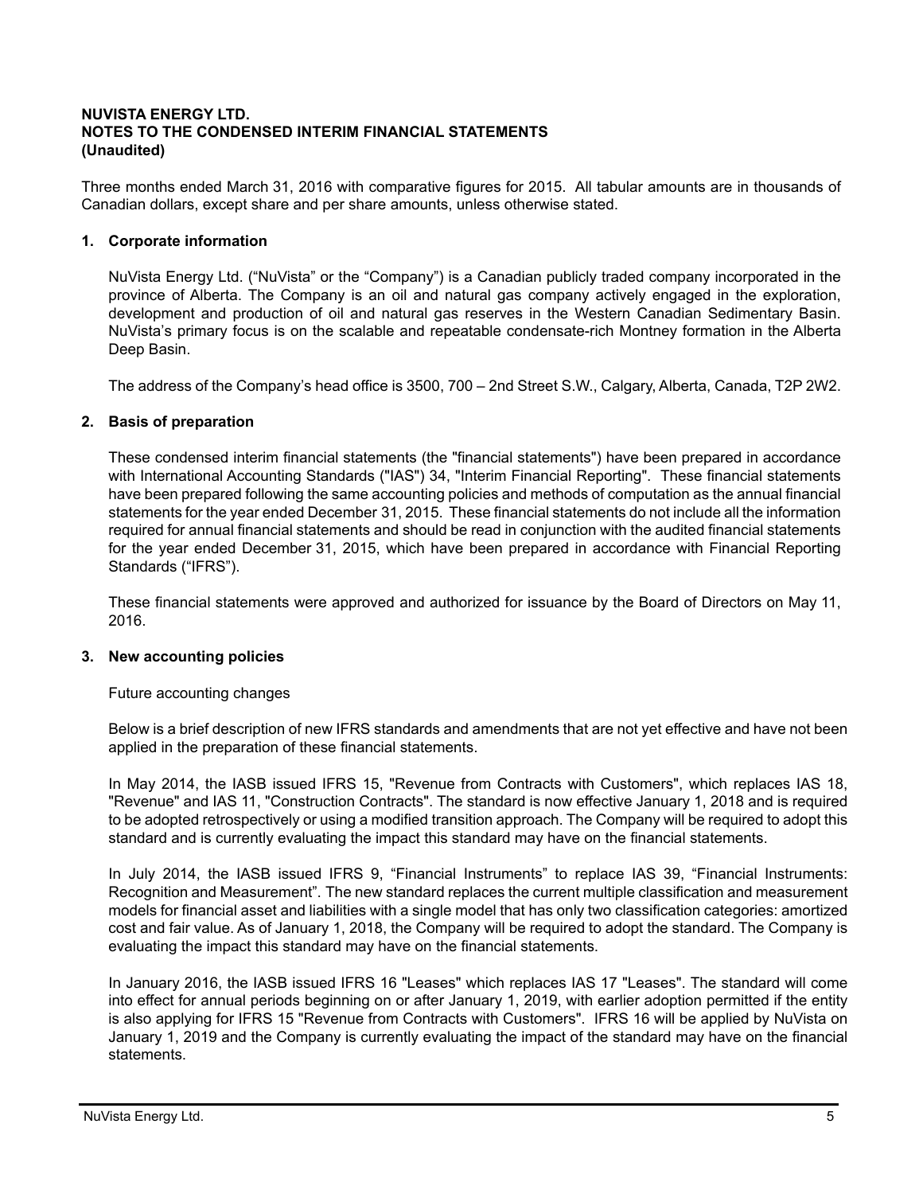**NUVISTA ENERGY LTD.**
**NOTES TO THE CONDENSED INTERIM FINANCIAL STATEMENTS**
**(Unaudited)**

Three months ended March 31, 2016 with comparative figures for 2015. All tabular amounts are in thousands of Canadian dollars, except share and per share amounts, unless otherwise stated.

## 1. Corporate information

NuVista Energy Ltd. ("NuVista" or the "Company") is a Canadian publicly traded company incorporated in the province of Alberta. The Company is an oil and natural gas company actively engaged in the exploration, development and production of oil and natural gas reserves in the Western Canadian Sedimentary Basin. NuVista's primary focus is on the scalable and repeatable condensate-rich Montney formation in the Alberta Deep Basin.

The address of the Company's head office is 3500, 700 – 2nd Street S.W., Calgary, Alberta, Canada, T2P 2W2.

## 2. Basis of preparation

These condensed interim financial statements (the "financial statements") have been prepared in accordance with International Accounting Standards ("IAS") 34, "Interim Financial Reporting". These financial statements have been prepared following the same accounting policies and methods of computation as the annual financial statements for the year ended December 31, 2015. These financial statements do not include all the information required for annual financial statements and should be read in conjunction with the audited financial statements for the year ended December 31, 2015, which have been prepared in accordance with Financial Reporting Standards ("IFRS").

These financial statements were approved and authorized for issuance by the Board of Directors on May 11, 2016.

## 3. New accounting policies

Future accounting changes

Below is a brief description of new IFRS standards and amendments that are not yet effective and have not been applied in the preparation of these financial statements.

In May 2014, the IASB issued IFRS 15, "Revenue from Contracts with Customers", which replaces IAS 18, "Revenue" and IAS 11, "Construction Contracts". The standard is now effective January 1, 2018 and is required to be adopted retrospectively or using a modified transition approach. The Company will be required to adopt this standard and is currently evaluating the impact this standard may have on the financial statements.

In July 2014, the IASB issued IFRS 9, "Financial Instruments" to replace IAS 39, "Financial Instruments: Recognition and Measurement". The new standard replaces the current multiple classification and measurement models for financial asset and liabilities with a single model that has only two classification categories: amortized cost and fair value. As of January 1, 2018, the Company will be required to adopt the standard. The Company is evaluating the impact this standard may have on the financial statements.

In January 2016, the IASB issued IFRS 16 "Leases" which replaces IAS 17 "Leases". The standard will come into effect for annual periods beginning on or after January 1, 2019, with earlier adoption permitted if the entity is also applying for IFRS 15 "Revenue from Contracts with Customers". IFRS 16 will be applied by NuVista on January 1, 2019 and the Company is currently evaluating the impact of the standard may have on the financial statements.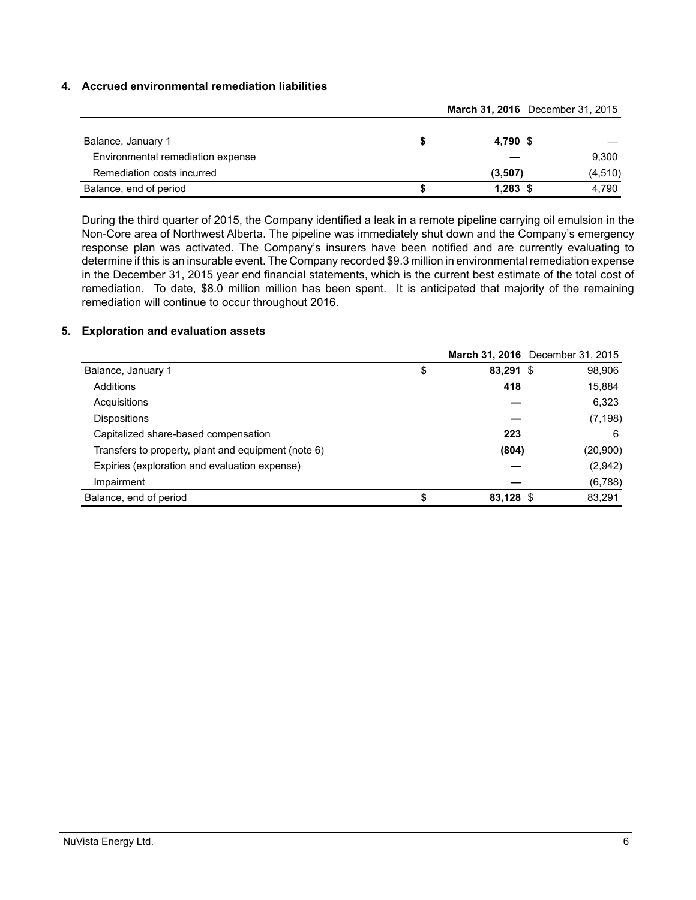### 4. Accrued environmental remediation liabilities

| | March 31, 2016 | December 31, 2015 |
|---|---|---|
| Balance, January 1 | $ **4,790** | $ — |
| Environmental remediation expense | **—** | 9,300 |
| Remediation costs incurred | **(3,507)** | (4,510) |
| Balance, end of period | $ **1,283** | $ 4,790 |

During the third quarter of 2015, the Company identified a leak in a remote pipeline carrying oil emulsion in the Non-Core area of Northwest Alberta. The pipeline was immediately shut down and the Company's emergency response plan was activated. The Company's insurers have been notified and are currently evaluating to determine if this is an insurable event. The Company recorded $9.3 million in environmental remediation expense in the December 31, 2015 year end financial statements, which is the current best estimate of the total cost of remediation. To date, $8.0 million million has been spent. It is anticipated that majority of the remaining remediation will continue to occur throughout 2016.

### 5. Exploration and evaluation assets

| | March 31, 2016 | December 31, 2015 |
|---|---|---|
| Balance, January 1 | $ **83,291** | $ 98,906 |
| Additions | **418** | 15,884 |
| Acquisitions | **—** | 6,323 |
| Dispositions | **—** | (7,198) |
| Capitalized share-based compensation | **223** | 6 |
| Transfers to property, plant and equipment (note 6) | **(804)** | (20,900) |
| Expiries (exploration and evaluation expense) | **—** | (2,942) |
| Impairment | **—** | (6,788) |
| Balance, end of period | $ **83,128** | $ 83,291 |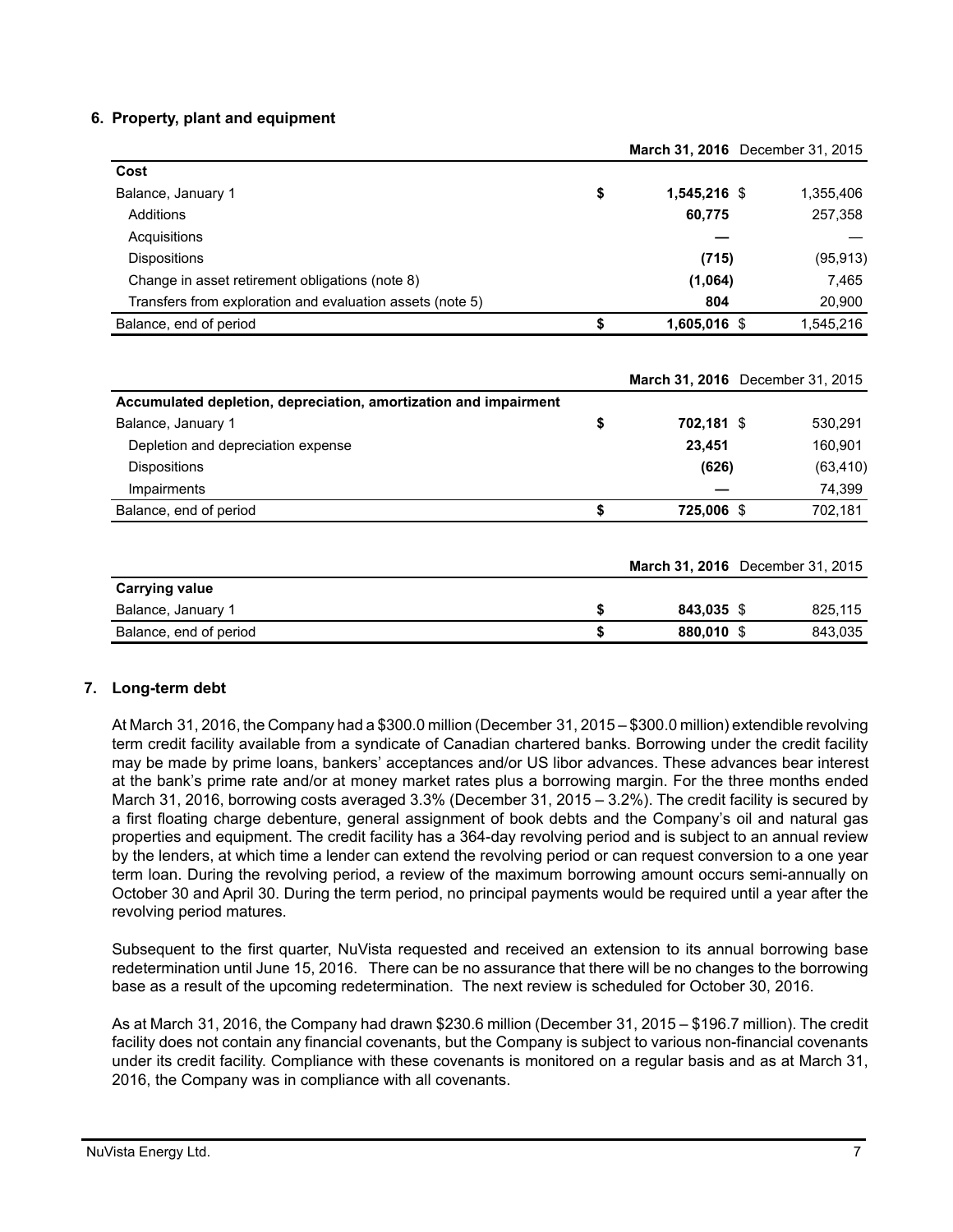## 6. Property, plant and equipment

| | | March 31, 2016 | December 31, 2015 |
|---|---|---|---|
| **Cost** | | | |
| Balance, January 1 | $ | 1,545,216 | $ 1,355,406 |
| Additions | | 60,775 | 257,358 |
| Acquisitions | | — | — |
| Dispositions | | (715) | (95,913) |
| Change in asset retirement obligations (note 8) | | (1,064) | 7,465 |
| Transfers from exploration and evaluation assets (note 5) | | 804 | 20,900 |
| Balance, end of period | $ | 1,605,016 | $ 1,545,216 |

| | | March 31, 2016 | December 31, 2015 |
|---|---|---|---|
| **Accumulated depletion, depreciation, amortization and impairment** | | | |
| Balance, January 1 | $ | 702,181 | $ 530,291 |
| Depletion and depreciation expense | | 23,451 | 160,901 |
| Dispositions | | (626) | (63,410) |
| Impairments | | — | 74,399 |
| Balance, end of period | $ | 725,006 | $ 702,181 |

| | | March 31, 2016 | December 31, 2015 |
|---|---|---|---|
| **Carrying value** | | | |
| Balance, January 1 | $ | 843,035 | $ 825,115 |
| Balance, end of period | $ | 880,010 | $ 843,035 |

## 7. Long-term debt

At March 31, 2016, the Company had a $300.0 million (December 31, 2015 – $300.0 million) extendible revolving term credit facility available from a syndicate of Canadian chartered banks. Borrowing under the credit facility may be made by prime loans, bankers' acceptances and/or US libor advances. These advances bear interest at the bank's prime rate and/or at money market rates plus a borrowing margin. For the three months ended March 31, 2016, borrowing costs averaged 3.3% (December 31, 2015 – 3.2%). The credit facility is secured by a first floating charge debenture, general assignment of book debts and the Company's oil and natural gas properties and equipment. The credit facility has a 364-day revolving period and is subject to an annual review by the lenders, at which time a lender can extend the revolving period or can request conversion to a one year term loan. During the revolving period, a review of the maximum borrowing amount occurs semi-annually on October 30 and April 30. During the term period, no principal payments would be required until a year after the revolving period matures.

Subsequent to the first quarter, NuVista requested and received an extension to its annual borrowing base redetermination until June 15, 2016. There can be no assurance that there will be no changes to the borrowing base as a result of the upcoming redetermination. The next review is scheduled for October 30, 2016.

As at March 31, 2016, the Company had drawn $230.6 million (December 31, 2015 – $196.7 million). The credit facility does not contain any financial covenants, but the Company is subject to various non-financial covenants under its credit facility. Compliance with these covenants is monitored on a regular basis and as at March 31, 2016, the Company was in compliance with all covenants.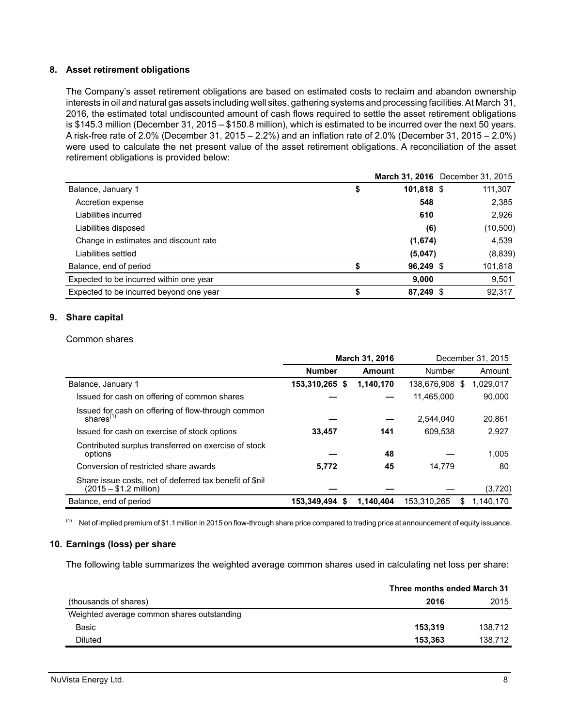## 8. Asset retirement obligations

The Company's asset retirement obligations are based on estimated costs to reclaim and abandon ownership interests in oil and natural gas assets including well sites, gathering systems and processing facilities. At March 31, 2016, the estimated total undiscounted amount of cash flows required to settle the asset retirement obligations is $145.3 million (December 31, 2015 – $150.8 million), which is estimated to be incurred over the next 50 years. A risk-free rate of 2.0% (December 31, 2015 – 2.2%) and an inflation rate of 2.0% (December 31, 2015 – 2.0%) were used to calculate the net present value of the asset retirement obligations. A reconciliation of the asset retirement obligations is provided below:

| | **March 31, 2016** | December 31, 2015 |
|---|---|---|
| Balance, January 1 | **$ 101,818** | $ 111,307 |
| Accretion expense | **548** | 2,385 |
| Liabilities incurred | **610** | 2,926 |
| Liabilities disposed | **(6)** | (10,500) |
| Change in estimates and discount rate | **(1,674)** | 4,539 |
| Liabilities settled | **(5,047)** | (8,839) |
| Balance, end of period | **$ 96,249** | $ 101,818 |
| Expected to be incurred within one year | **9,000** | 9,501 |
| Expected to be incurred beyond one year | **$ 87,249** | $ 92,317 |

## 9. Share capital

Common shares

| | **March 31, 2016** | | December 31, 2015 | |
|---|---|---|---|---|
| | **Number** | **Amount** | Number | Amount |
| Balance, January 1 | **153,310,265** | **$ 1,140,170** | 138,676,908 | $ 1,029,017 |
| Issued for cash on offering of common shares | **—** | **—** | 11,465,000 | 90,000 |
| Issued for cash on offering of flow-through common shares[1] | **—** | **—** | 2,544,040 | 20,861 |
| Issued for cash on exercise of stock options | **33,457** | **141** | 609,538 | 2,927 |
| Contributed surplus transferred on exercise of stock options | **—** | **48** | — | 1,005 |
| Conversion of restricted share awards | **5,772** | **45** | 14,779 | 80 |
| Share issue costs, net of deferred tax benefit of $nil (2015 – $1.2 million) | **—** | **—** | — | (3,720) |
| Balance, end of period | **153,349,494** | **$ 1,140,404** | 153,310,265 | $ 1,140,170 |

[1] Net of implied premium of $1.1 million in 2015 on flow-through share price compared to trading price at announcement of equity issuance.

## 10. Earnings (loss) per share

The following table summarizes the weighted average common shares used in calculating net loss per share:

| | **Three months ended March 31** | |
|---|---|---|
| (thousands of shares) | **2016** | 2015 |
| Weighted average common shares outstanding | | |
| Basic | **153,319** | 138,712 |
| Diluted | **153,363** | 138,712 |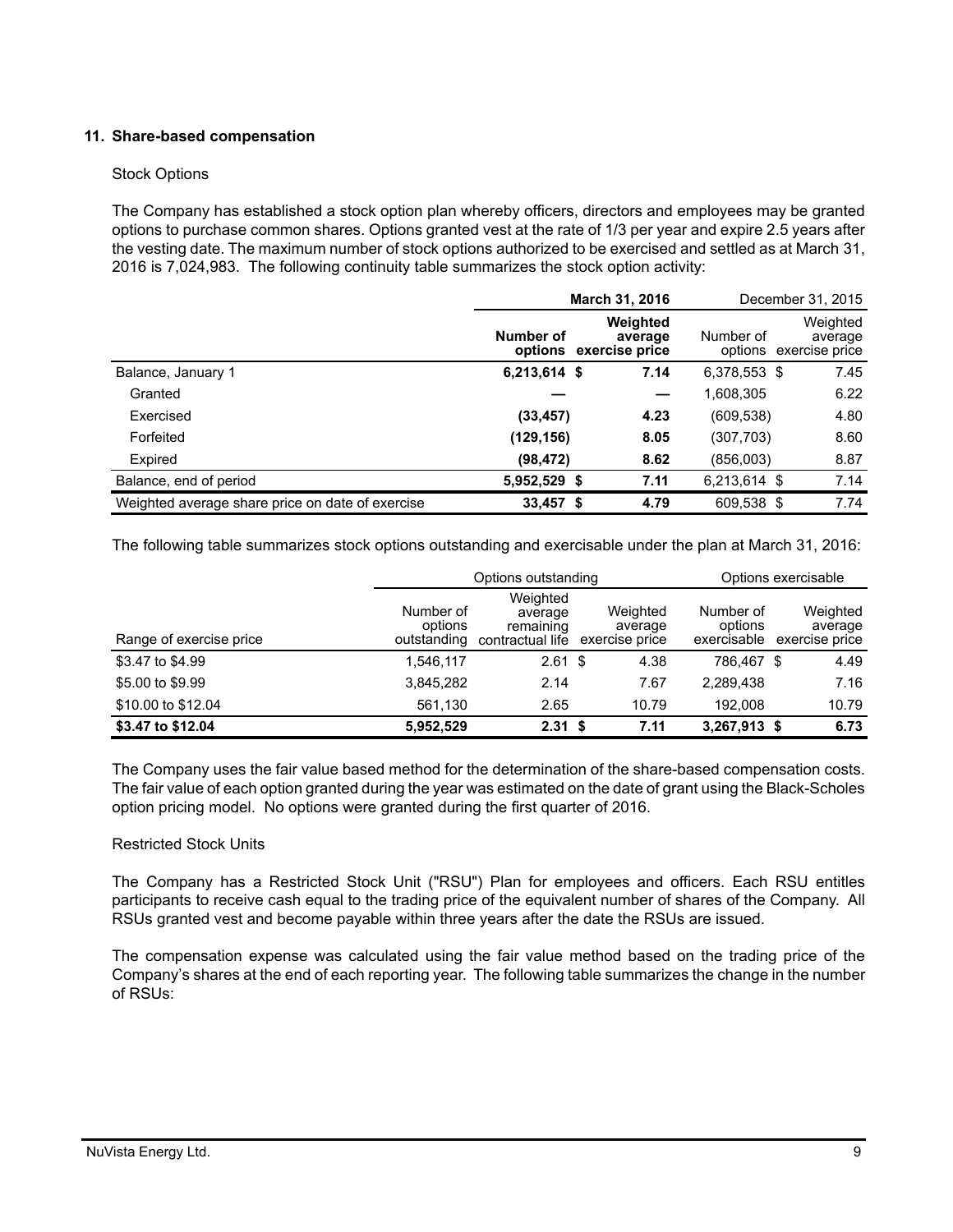## 11. Share-based compensation

Stock Options

The Company has established a stock option plan whereby officers, directors and employees may be granted options to purchase common shares. Options granted vest at the rate of 1/3 per year and expire 2.5 years after the vesting date. The maximum number of stock options authorized to be exercised and settled as at March 31, 2016 is 7,024,983. The following continuity table summarizes the stock option activity:

| | **March 31, 2016** | | December 31, 2015 | |
|---|---|---|---|---|
| | **Number of options** | **Weighted average exercise price** | Number of options | Weighted average exercise price |
| Balance, January 1 | **6,213,614** | **$ 7.14** | 6,378,553 | $ 7.45 |
| Granted | **—** | **—** | 1,608,305 | 6.22 |
| Exercised | **(33,457)** | **4.23** | (609,538) | 4.80 |
| Forfeited | **(129,156)** | **8.05** | (307,703) | 8.60 |
| Expired | **(98,472)** | **8.62** | (856,003) | 8.87 |
| Balance, end of period | **5,952,529** | **$ 7.11** | 6,213,614 | $ 7.14 |
| Weighted average share price on date of exercise | **33,457** | **$ 4.79** | 609,538 | $ 7.74 |

The following table summarizes stock options outstanding and exercisable under the plan at March 31, 2016:

| | Options outstanding | | | Options exercisable | |
|---|---|---|---|---|---|
| Range of exercise price | Number of options outstanding | Weighted average remaining contractual life | Weighted average exercise price | Number of options exercisable | Weighted average exercise price |
| $3.47 to $4.99 | 1,546,117 | 2.61 | $ 4.38 | 786,467 | $ 4.49 |
| $5.00 to $9.99 | 3,845,282 | 2.14 | 7.67 | 2,289,438 | 7.16 |
| $10.00 to $12.04 | 561,130 | 2.65 | 10.79 | 192,008 | 10.79 |
| **$3.47 to $12.04** | **5,952,529** | **2.31** | **$ 7.11** | **3,267,913** | **$ 6.73** |

The Company uses the fair value based method for the determination of the share-based compensation costs. The fair value of each option granted during the year was estimated on the date of grant using the Black-Scholes option pricing model. No options were granted during the first quarter of 2016.

Restricted Stock Units

The Company has a Restricted Stock Unit ("RSU") Plan for employees and officers. Each RSU entitles participants to receive cash equal to the trading price of the equivalent number of shares of the Company. All RSUs granted vest and become payable within three years after the date the RSUs are issued.

The compensation expense was calculated using the fair value method based on the trading price of the Company's shares at the end of each reporting year. The following table summarizes the change in the number of RSUs: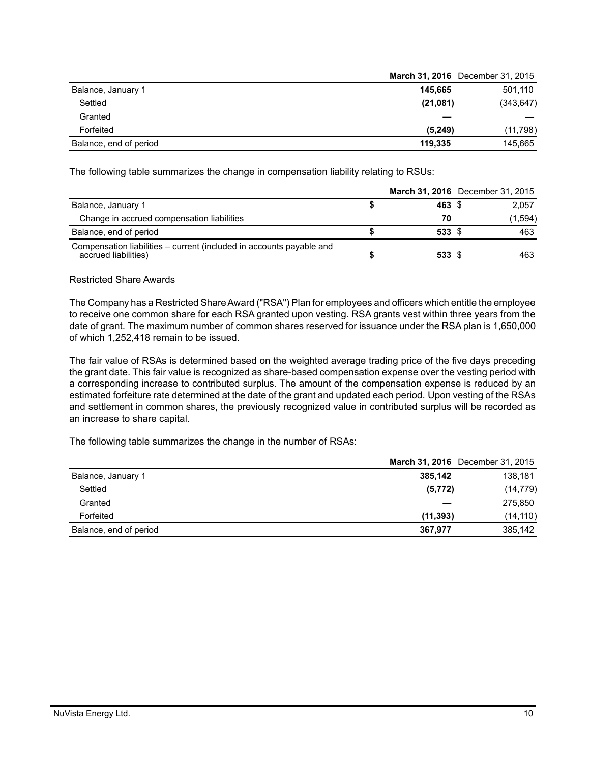| | **March 31, 2016** | December 31, 2015 |
|---|---|---|
| Balance, January 1 | **145,665** | 501,110 |
| Settled | **(21,081)** | (343,647) |
| Granted | **—** | — |
| Forfeited | **(5,249)** | (11,798) |
| Balance, end of period | **119,335** | 145,665 |

The following table summarizes the change in compensation liability relating to RSUs:

| | **March 31, 2016** | December 31, 2015 |
|---|---|---|
| Balance, January 1 | **$ 463** | $ 2,057 |
| Change in accrued compensation liabilities | **70** | (1,594) |
| Balance, end of period | **$ 533** | $ 463 |
| Compensation liabilities – current (included in accounts payable and accrued liabilities) | **$ 533** | $ 463 |

Restricted Share Awards

The Company has a Restricted Share Award ("RSA") Plan for employees and officers which entitle the employee to receive one common share for each RSA granted upon vesting. RSA grants vest within three years from the date of grant. The maximum number of common shares reserved for issuance under the RSA plan is 1,650,000 of which 1,252,418 remain to be issued.

The fair value of RSAs is determined based on the weighted average trading price of the five days preceding the grant date. This fair value is recognized as share-based compensation expense over the vesting period with a corresponding increase to contributed surplus. The amount of the compensation expense is reduced by an estimated forfeiture rate determined at the date of the grant and updated each period. Upon vesting of the RSAs and settlement in common shares, the previously recognized value in contributed surplus will be recorded as an increase to share capital.

The following table summarizes the change in the number of RSAs:

| | **March 31, 2016** | December 31, 2015 |
|---|---|---|
| Balance, January 1 | **385,142** | 138,181 |
| Settled | **(5,772)** | (14,779) |
| Granted | **—** | 275,850 |
| Forfeited | **(11,393)** | (14,110) |
| Balance, end of period | **367,977** | 385,142 |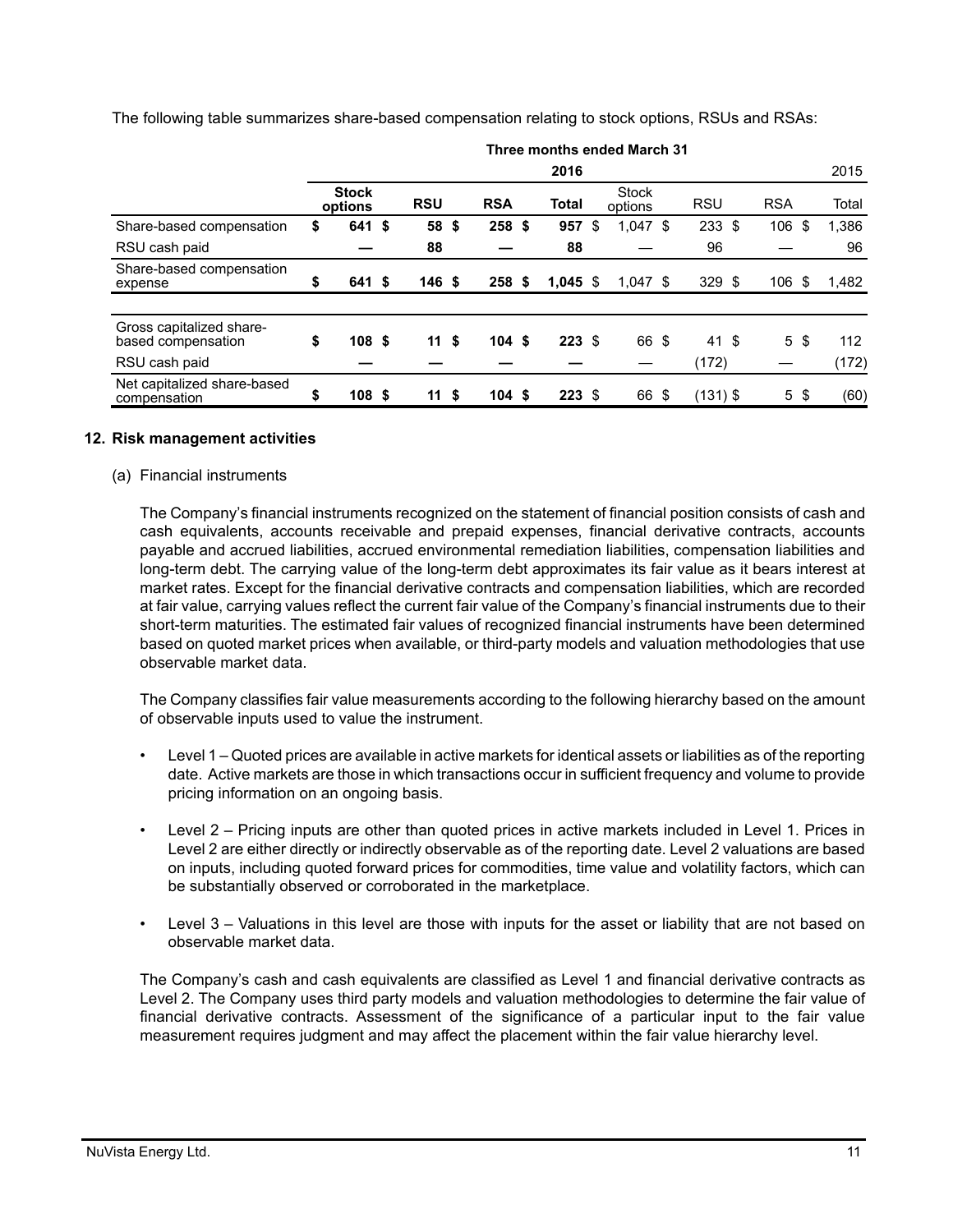The following table summarizes share-based compensation relating to stock options, RSUs and RSAs:

| | Three months ended March 31 | | | | | | | |
|---|---|---|---|---|---|---|---|---|
| | 2016 | | | | 2015 | | | |
| | **Stock options** | **RSU** | **RSA** | **Total** | Stock options | RSU | RSA | Total |
| Share-based compensation | **$ 641** | **$ 58** | **$ 258** | **$ 957** | $ 1,047 | $ 233 | $ 106 | $ 1,386 |
| RSU cash paid | **—** | **88** | **—** | **88** | — | 96 | — | 96 |
| Share-based compensation expense | **$ 641** | **$ 146** | **$ 258** | **$ 1,045** | $ 1,047 | $ 329 | $ 106 | $ 1,482 |
| | | | | | | | | |
| Gross capitalized share-based compensation | **$ 108** | **$ 11** | **$ 104** | **$ 223** | $ 66 | $ 41 | $ 5 | $ 112 |
| RSU cash paid | **—** | **—** | **—** | **—** | — | (172) | — | (172) |
| Net capitalized share-based compensation | **$ 108** | **$ 11** | **$ 104** | **$ 223** | $ 66 | $ (131) | $ 5 | $ (60) |

## 12. Risk management activities

(a) Financial instruments

The Company's financial instruments recognized on the statement of financial position consists of cash and cash equivalents, accounts receivable and prepaid expenses, financial derivative contracts, accounts payable and accrued liabilities, accrued environmental remediation liabilities, compensation liabilities and long-term debt. The carrying value of the long-term debt approximates its fair value as it bears interest at market rates. Except for the financial derivative contracts and compensation liabilities, which are recorded at fair value, carrying values reflect the current fair value of the Company's financial instruments due to their short-term maturities. The estimated fair values of recognized financial instruments have been determined based on quoted market prices when available, or third-party models and valuation methodologies that use observable market data.

The Company classifies fair value measurements according to the following hierarchy based on the amount of observable inputs used to value the instrument.

- Level 1 – Quoted prices are available in active markets for identical assets or liabilities as of the reporting date. Active markets are those in which transactions occur in sufficient frequency and volume to provide pricing information on an ongoing basis.
- Level 2 – Pricing inputs are other than quoted prices in active markets included in Level 1. Prices in Level 2 are either directly or indirectly observable as of the reporting date. Level 2 valuations are based on inputs, including quoted forward prices for commodities, time value and volatility factors, which can be substantially observed or corroborated in the marketplace.
- Level 3 – Valuations in this level are those with inputs for the asset or liability that are not based on observable market data.

The Company's cash and cash equivalents are classified as Level 1 and financial derivative contracts as Level 2. The Company uses third party models and valuation methodologies to determine the fair value of financial derivative contracts. Assessment of the significance of a particular input to the fair value measurement requires judgment and may affect the placement within the fair value hierarchy level.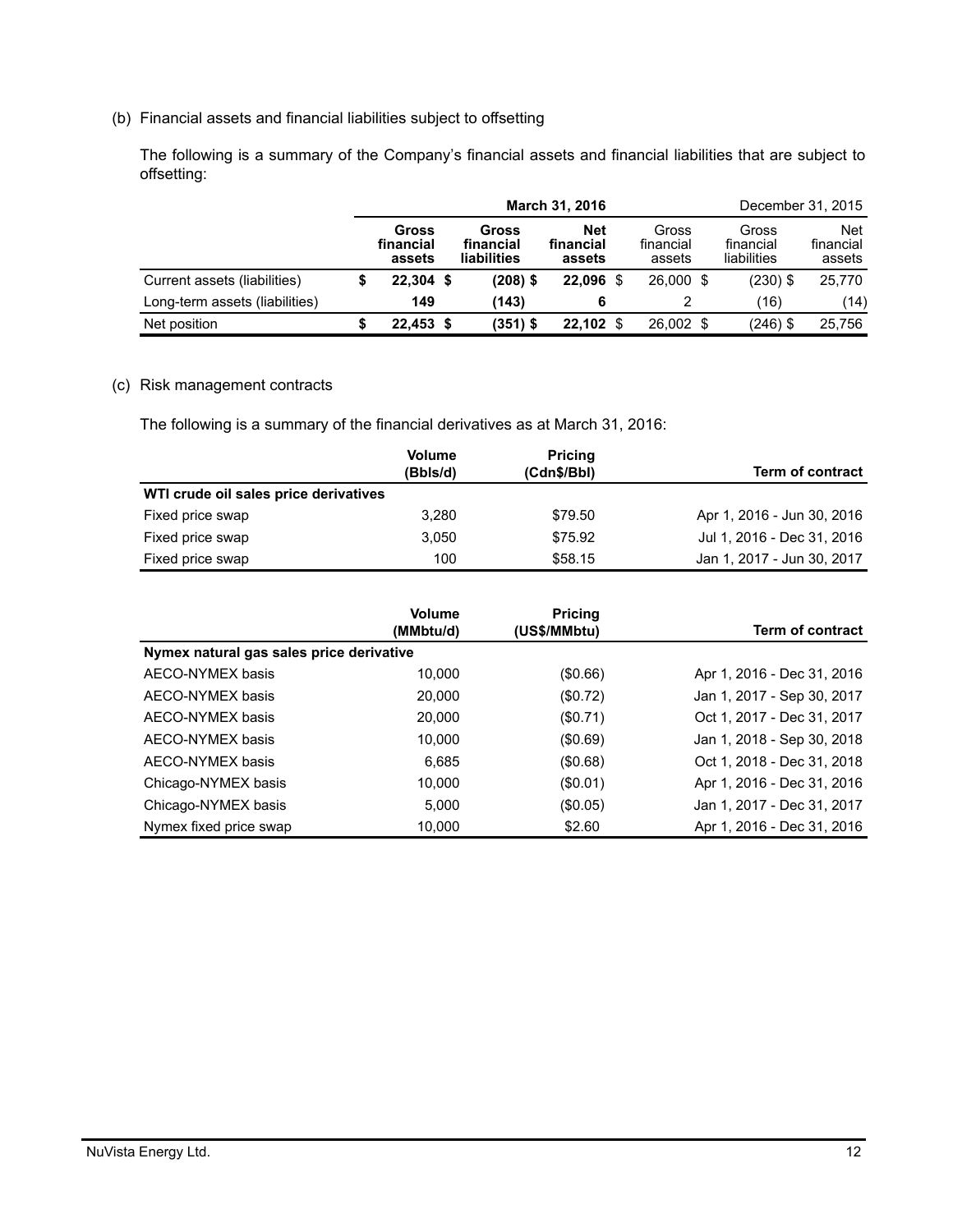(b) Financial assets and financial liabilities subject to offsetting

The following is a summary of the Company's financial assets and financial liabilities that are subject to offsetting:

| | March 31, 2016 | | | December 31, 2015 | | |
|---|---|---|---|---|---|---|
| | **Gross financial assets** | **Gross financial liabilities** | **Net financial assets** | Gross financial assets | Gross financial liabilities | Net financial assets |
| Current assets (liabilities) | **$ 22,304** | **$ (208)** | **$ 22,096** | $ 26,000 | $ (230) | $ 25,770 |
| Long-term assets (liabilities) | **149** | **(143)** | **6** | 2 | (16) | (14) |
| Net position | **$ 22,453** | **$ (351)** | **$ 22,102** | $ 26,002 | $ (246) | $ 25,756 |

(c) Risk management contracts

The following is a summary of the financial derivatives as at March 31, 2016:

| | Volume (Bbls/d) | Pricing (Cdn$/Bbl) | Term of contract |
|---|---|---|---|
| **WTI crude oil sales price derivatives** | | | |
| Fixed price swap | 3,280 | $79.50 | Apr 1, 2016 - Jun 30, 2016 |
| Fixed price swap | 3,050 | $75.92 | Jul 1, 2016 - Dec 31, 2016 |
| Fixed price swap | 100 | $58.15 | Jan 1, 2017 - Jun 30, 2017 |

| | Volume (MMbtu/d) | Pricing (US$/MMbtu) | Term of contract |
|---|---|---|---|
| **Nymex natural gas sales price derivative** | | | |
| AECO-NYMEX basis | 10,000 | ($0.66) | Apr 1, 2016 - Dec 31, 2016 |
| AECO-NYMEX basis | 20,000 | ($0.72) | Jan 1, 2017 - Sep 30, 2017 |
| AECO-NYMEX basis | 20,000 | ($0.71) | Oct 1, 2017 - Dec 31, 2017 |
| AECO-NYMEX basis | 10,000 | ($0.69) | Jan 1, 2018 - Sep 30, 2018 |
| AECO-NYMEX basis | 6,685 | ($0.68) | Oct 1, 2018 - Dec 31, 2018 |
| Chicago-NYMEX basis | 10,000 | ($0.01) | Apr 1, 2016 - Dec 31, 2016 |
| Chicago-NYMEX basis | 5,000 | ($0.05) | Jan 1, 2017 - Dec 31, 2017 |
| Nymex fixed price swap | 10,000 | $2.60 | Apr 1, 2016 - Dec 31, 2016 |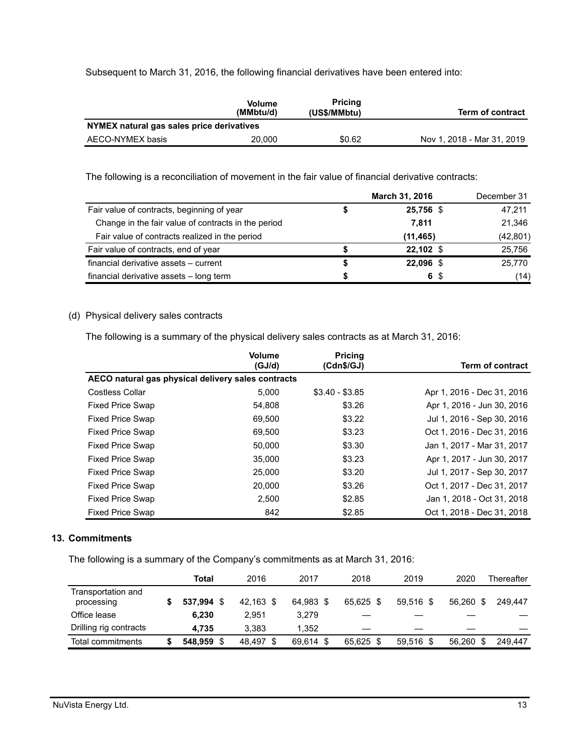Subsequent to March 31, 2016, the following financial derivatives have been entered into:

| | Volume (MMbtu/d) | Pricing (US$/MMbtu) | Term of contract |
|---|---|---|---|
| **NYMEX natural gas sales price derivatives** | | | |
| AECO-NYMEX basis | 20,000 | $0.62 | Nov 1, 2018 - Mar 31, 2019 |

The following is a reconciliation of movement in the fair value of financial derivative contracts:

| | March 31, 2016 | December 31 |
|---|---|---|
| Fair value of contracts, beginning of year | $ **25,756** | $ 47,211 |
| Change in the fair value of contracts in the period | **7,811** | 21,346 |
| Fair value of contracts realized in the period | **(11,465)** | (42,801) |
| Fair value of contracts, end of year | $ **22,102** | $ 25,756 |
| financial derivative assets – current | $ **22,096** | $ 25,770 |
| financial derivative assets – long term | $ **6** | $ (14) |

(d) Physical delivery sales contracts

The following is a summary of the physical delivery sales contracts as at March 31, 2016:

| | Volume (GJ/d) | Pricing (Cdn$/GJ) | Term of contract |
|---|---|---|---|
| **AECO natural gas physical delivery sales contracts** | | | |
| Costless Collar | 5,000 | $3.40 - $3.85 | Apr 1, 2016 - Dec 31, 2016 |
| Fixed Price Swap | 54,808 | $3.26 | Apr 1, 2016 - Jun 30, 2016 |
| Fixed Price Swap | 69,500 | $3.22 | Jul 1, 2016 - Sep 30, 2016 |
| Fixed Price Swap | 69,500 | $3.23 | Oct 1, 2016 - Dec 31, 2016 |
| Fixed Price Swap | 50,000 | $3.30 | Jan 1, 2017 - Mar 31, 2017 |
| Fixed Price Swap | 35,000 | $3.23 | Apr 1, 2017 - Jun 30, 2017 |
| Fixed Price Swap | 25,000 | $3.20 | Jul 1, 2017 - Sep 30, 2017 |
| Fixed Price Swap | 20,000 | $3.26 | Oct 1, 2017 - Dec 31, 2017 |
| Fixed Price Swap | 2,500 | $2.85 | Jan 1, 2018 - Oct 31, 2018 |
| Fixed Price Swap | 842 | $2.85 | Oct 1, 2018 - Dec 31, 2018 |

## 13. Commitments

The following is a summary of the Company's commitments as at March 31, 2016:

| | Total | 2016 | 2017 | 2018 | 2019 | 2020 | Thereafter |
|---|---|---|---|---|---|---|---|
| Transportation and processing | $ **537,994** | $ 42,163 | $ 64,983 | $ 65,625 | $ 59,516 | $ 56,260 | $ 249,447 |
| Office lease | **6,230** | 2,951 | 3,279 | — | — | — | — |
| Drilling rig contracts | **4,735** | 3,383 | 1,352 | — | — | — | — |
| Total commitments | $ **548,959** | $ 48,497 | $ 69,614 | $ 65,625 | $ 59,516 | $ 56,260 | $ 249,447 |